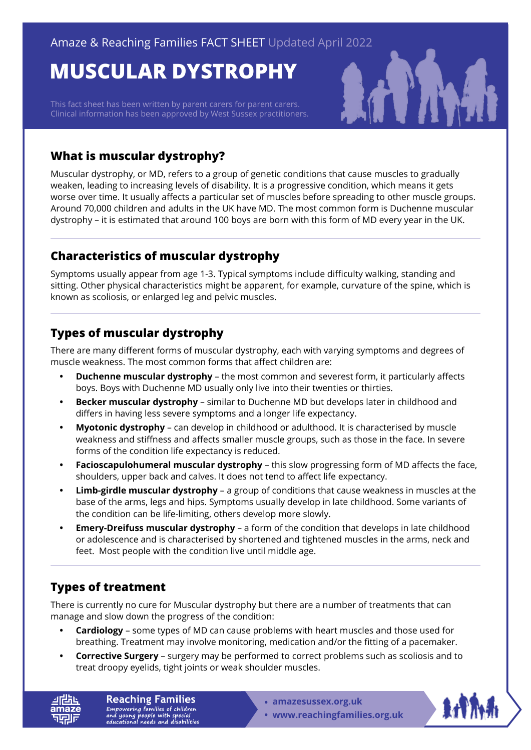Amaze & Reaching Families FACT SHEET Updated April 2022

# MUSCULAR DYSTROPHY

This fact sheet has been written by parent carers for parent carers. Clinical information has been approved by West Sussex practitioners.

## What is muscular dystrophy?

Muscular dystrophy, or MD, refers to a group of genetic conditions that cause muscles to gradually weaken, leading to increasing levels of disability. It is a progressive condition, which means it gets worse over time. It usually affects a particular set of muscles before spreading to other muscle groups. Around 70,000 children and adults in the UK have MD. The most common form is Duchenne muscular dystrophy – it is estimated that around 100 boys are born with this form of MD every year in the UK.

## Characteristics of muscular dystrophy

Symptoms usually appear from age 1-3. Typical symptoms include difficulty walking, standing and sitting. Other physical characteristics might be apparent, for example, curvature of the spine, which is known as scoliosis, or enlarged leg and pelvic muscles.

## Types of muscular dystrophy

There are many different forms of muscular dystrophy, each with varying symptoms and degrees of muscle weakness. The most common forms that affect children are:

- **Duchenne muscular dystrophy** – the most common and severest form, it particularly affects boys. Boys with Duchenne MD usually only live into their twenties or thirties.
- **Becker muscular dystrophy** – similar to Duchenne MD but develops later in childhood and differs in having less severe symptoms and a longer life expectancy.
- **Myotonic dystrophy** – can develop in childhood or adulthood. It is characterised by muscle weakness and stiffness and affects smaller muscle groups, such as those in the face. In severe forms of the condition life expectancy is reduced.
- **Facioscapulohumeral muscular dystrophy** – this slow progressing form of MD affects the face, shoulders, upper back and calves. It does not tend to affect life expectancy.
- **Limb-girdle muscular dystrophy** – a group of conditions that cause weakness in muscles at the base of the arms, legs and hips. Symptoms usually develop in late childhood. Some variants of the condition can be life-limiting, others develop more slowly.
- **Emery-Dreifuss muscular dystrophy** – a form of the condition that develops in late childhood or adolescence and is characterised by shortened and tightened muscles in the arms, neck and feet. Most people with the condition live until middle age.

## Types of treatment

There is currently no cure for Muscular dystrophy but there are a number of treatments that can manage and slow down the progress of the condition:

- **Cardiology** – some types of MD can cause problems with heart muscles and those used for breathing. Treatment may involve monitoring, medication and/or the fitting of a pacemaker.
- **Corrective Surgery** – surgery may be performed to correct problems such as scoliosis and to treat droopy eyelids, tight joints or weak shoulder muscles.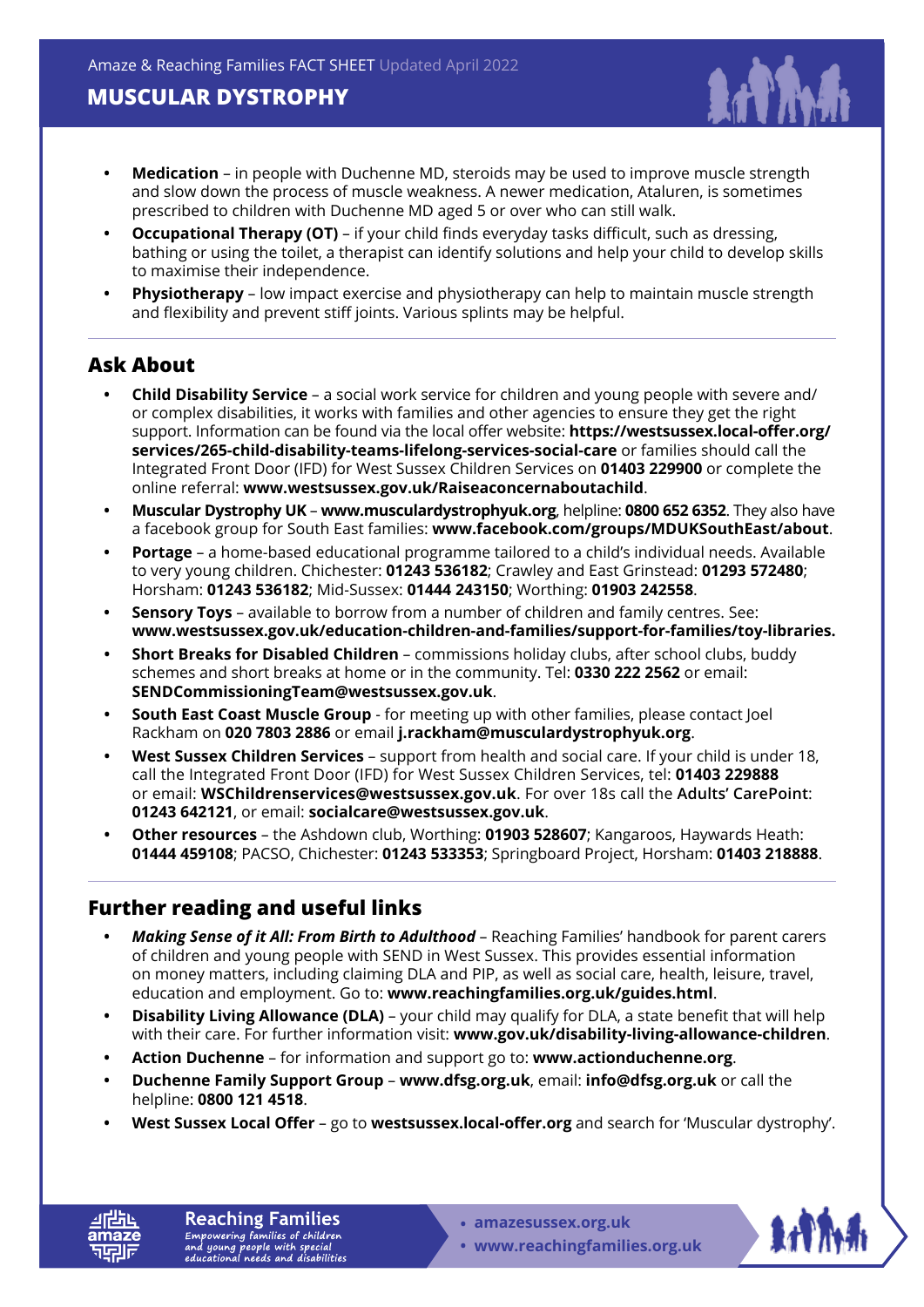- **Medication** – in people with Duchenne MD, steroids may be used to improve muscle strength and slow down the process of muscle weakness. A newer medication, Ataluren, is sometimes prescribed to children with Duchenne MD aged 5 or over who can still walk.
- **Occupational Therapy (OT)** – if your child finds everyday tasks difficult, such as dressing, bathing or using the toilet, a therapist can identify solutions and help your child to develop skills to maximise their independence.
- **Physiotherapy** – low impact exercise and physiotherapy can help to maintain muscle strength and flexibility and prevent stiff joints. Various splints may be helpful.

## Ask About

- **Child Disability Service** – a social work service for children and young people with severe and/or complex disabilities, it works with families and other agencies to ensure they get the right support. Information can be found via the local offer website: **https://westsussex.local-offer.org/services/265-child-disability-teams-lifelong-services-social-care** or families should call the Integrated Front Door (IFD) for West Sussex Children Services on **01403 229900** or complete the online referral: **www.westsussex.gov.uk/Raiseaconcernaboutachild**.
- **Muscular Dystrophy UK** – **www.musculardystrophyuk.org**, helpline: **0800 652 6352**. They also have a facebook group for South East families: **www.facebook.com/groups/MDUKSouthEast/about**.
- **Portage** – a home-based educational programme tailored to a child's individual needs. Available to very young children. Chichester: **01243 536182**; Crawley and East Grinstead: **01293 572480**; Horsham: **01243 536182**; Mid-Sussex: **01444 243150**; Worthing: **01903 242558**.
- **Sensory Toys** – available to borrow from a number of children and family centres. See: **www.westsussex.gov.uk/education-children-and-families/support-for-families/toy-libraries.**
- **Short Breaks for Disabled Children** – commissions holiday clubs, after school clubs, buddy schemes and short breaks at home or in the community. Tel: **0330 222 2562** or email: **SENDCommissioningTeam@westsussex.gov.uk**.
- **South East Coast Muscle Group** - for meeting up with other families, please contact Joel Rackham on **020 7803 2886** or email **j.rackham@musculardystrophyuk.org**.
- **West Sussex Children Services** – support from health and social care. If your child is under 18, call the Integrated Front Door (IFD) for West Sussex Children Services, tel: **01403 229888** or email: **WSChildrenservices@westsussex.gov.uk**. For over 18s call the **Adults' CarePoint**: **01243 642121**, or email: **socialcare@westsussex.gov.uk**.
- **Other resources** – the Ashdown club, Worthing: **01903 528607**; Kangaroos, Haywards Heath: **01444 459108**; PACSO, Chichester: **01243 533353**; Springboard Project, Horsham: **01403 218888**.

## Further reading and useful links

- ***Making Sense of it All: From Birth to Adulthood*** – Reaching Families' handbook for parent carers of children and young people with SEND in West Sussex. This provides essential information on money matters, including claiming DLA and PIP, as well as social care, health, leisure, travel, education and employment. Go to: **www.reachingfamilies.org.uk/guides.html**.
- **Disability Living Allowance (DLA)** – your child may qualify for DLA, a state benefit that will help with their care. For further information visit: **www.gov.uk/disability-living-allowance-children**.
- **Action Duchenne** – for information and support go to: **www.actionduchenne.org**.
- **Duchenne Family Support Group** – **www.dfsg.org.uk**, email: **info@dfsg.org.uk** or call the helpline: **0800 121 4518**.
- **West Sussex Local Offer** – go to **westsussex.local-offer.org** and search for 'Muscular dystrophy'.